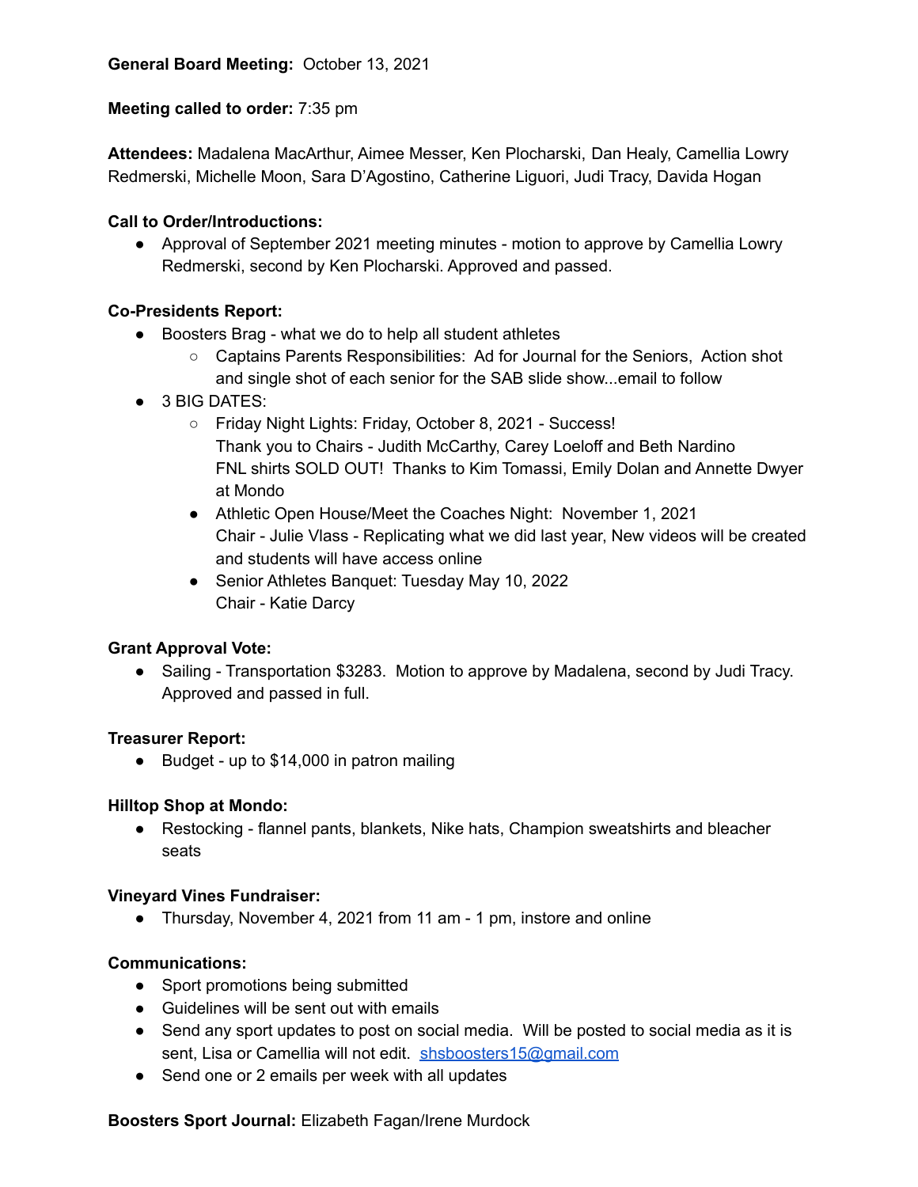**General Board Meeting:** October 13, 2021

**Meeting called to order:** 7:35 pm

**Attendees:** Madalena MacArthur, Aimee Messer, Ken Plocharski, Dan Healy, Camellia Lowry Redmerski, Michelle Moon, Sara D'Agostino, Catherine Liguori, Judi Tracy, Davida Hogan

**Call to Order/Introductions:**

- Approval of September 2021 meeting minutes - motion to approve by Camellia Lowry Redmerski, second by Ken Plocharski. Approved and passed.

**Co-Presidents Report:**

- Boosters Brag - what we do to help all student athletes
    - Captains Parents Responsibilities: Ad for Journal for the Seniors, Action shot and single shot of each senior for the SAB slide show...email to follow
- 3 BIG DATES:
    - Friday Night Lights: Friday, October 8, 2021 - Success!
      Thank you to Chairs - Judith McCarthy, Carey Loeloff and Beth Nardino
      FNL shirts SOLD OUT! Thanks to Kim Tomassi, Emily Dolan and Annette Dwyer at Mondo
    - Athletic Open House/Meet the Coaches Night: November 1, 2021
      Chair - Julie Vlass - Replicating what we did last year, New videos will be created and students will have access online
    - Senior Athletes Banquet: Tuesday May 10, 2022
      Chair - Katie Darcy

**Grant Approval Vote:**

- Sailing - Transportation $3283. Motion to approve by Madalena, second by Judi Tracy. Approved and passed in full.

**Treasurer Report:**

- Budget - up to $14,000 in patron mailing

**Hilltop Shop at Mondo:**

- Restocking - flannel pants, blankets, Nike hats, Champion sweatshirts and bleacher seats

**Vineyard Vines Fundraiser:**

- Thursday, November 4, 2021 from 11 am - 1 pm, instore and online

**Communications:**

- Sport promotions being submitted
- Guidelines will be sent out with emails
- Send any sport updates to post on social media. Will be posted to social media as it is sent, Lisa or Camellia will not edit. shsboosters15@gmail.com
- Send one or 2 emails per week with all updates

**Boosters Sport Journal:** Elizabeth Fagan/Irene Murdock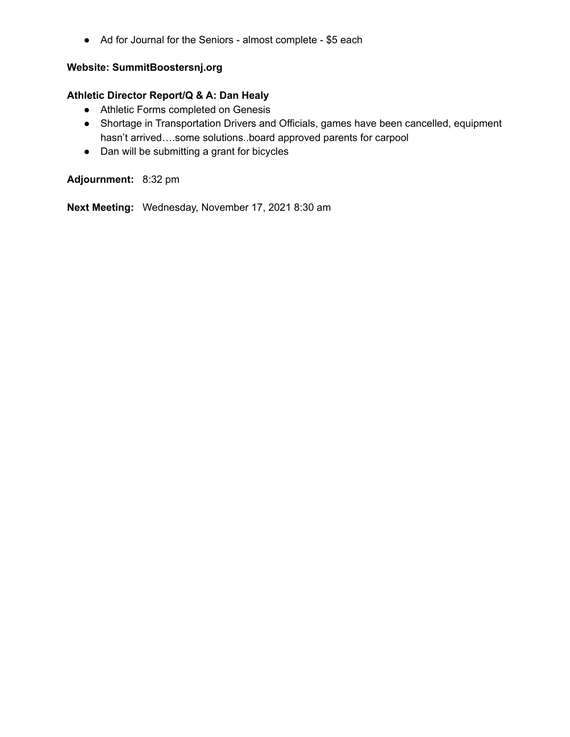- Ad for Journal for the Seniors - almost complete - $5 each

**Website: SummitBoostersnj.org**

**Athletic Director Report/Q & A: Dan Healy**

- Athletic Forms completed on Genesis
- Shortage in Transportation Drivers and Officials, games have been cancelled, equipment hasn't arrived….some solutions..board approved parents for carpool
- Dan will be submitting a grant for bicycles

**Adjournment:** 8:32 pm

**Next Meeting:** Wednesday, November 17, 2021 8:30 am